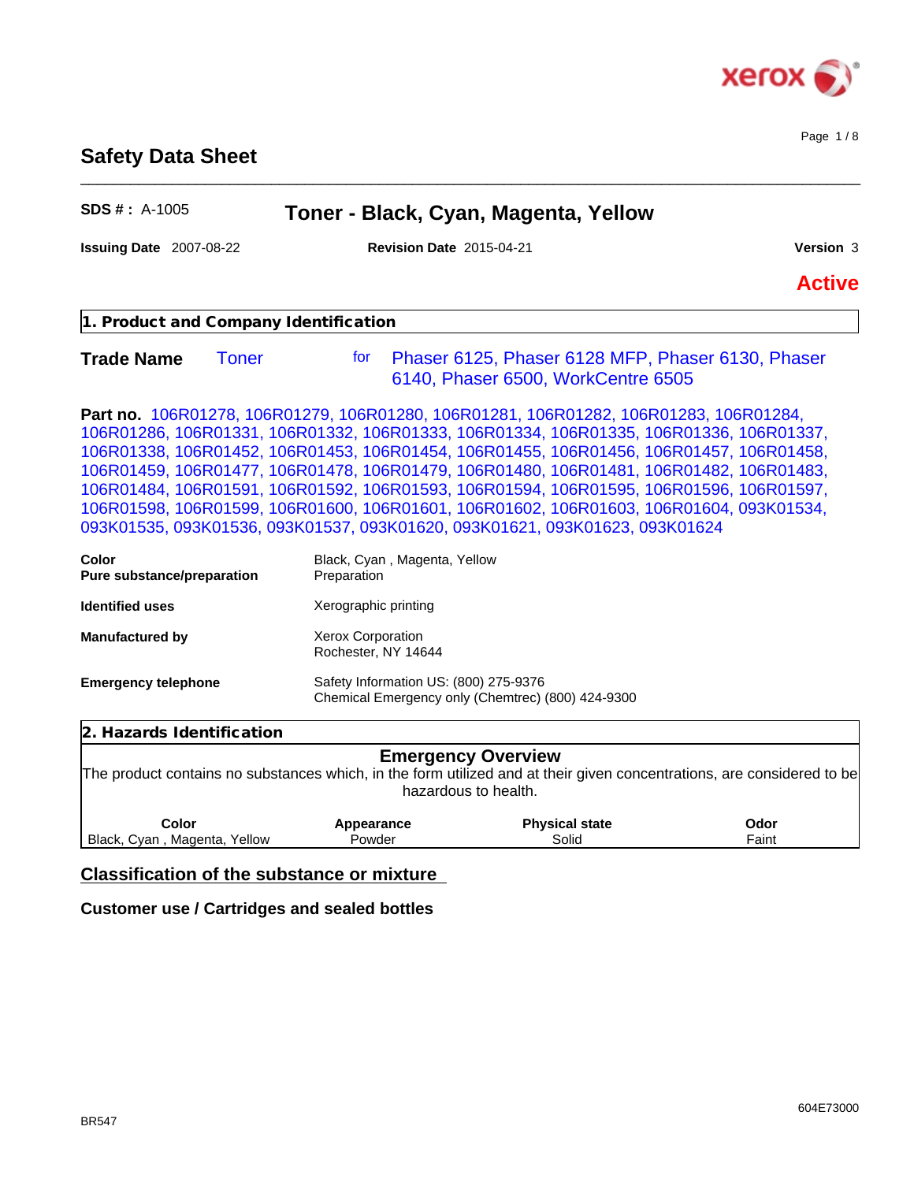# Safety Data Sheet

**SDS # :** A-1005

## Toner - Black, Cyan, Magenta, Yellow

**Issuing Date** 2007-08-22 **Revision Date** 2015-04-21 **Version** 3

**Active**

## 1. Product and Company Identification

**Trade Name** Toner for Phaser 6125, Phaser 6128 MFP, Phaser 6130, Phaser 6140, Phaser 6500, WorkCentre 6505

**Part no.** 106R01278, 106R01279, 106R01280, 106R01281, 106R01282, 106R01283, 106R01284, 106R01286, 106R01331, 106R01332, 106R01333, 106R01334, 106R01335, 106R01336, 106R01337, 106R01338, 106R01452, 106R01453, 106R01454, 106R01455, 106R01456, 106R01457, 106R01458, 106R01459, 106R01477, 106R01478, 106R01479, 106R01480, 106R01481, 106R01482, 106R01483, 106R01484, 106R01591, 106R01592, 106R01593, 106R01594, 106R01595, 106R01596, 106R01597, 106R01598, 106R01599, 106R01600, 106R01601, 106R01602, 106R01603, 106R01604, 093K01534, 093K01535, 093K01536, 093K01537, 093K01620, 093K01621, 093K01623, 093K01624

**Color** Black, Cyan , Magenta, Yellow

**Pure substance/preparation** Preparation

**Identified uses** Xerographic printing

**Manufactured by** Xerox Corporation
Rochester, NY 14644

**Emergency telephone** Safety Information US: (800) 275-9376
Chemical Emergency only (Chemtrec) (800) 424-9300

## 2. Hazards Identification

### Emergency Overview

The product contains no substances which, in the form utilized and at their given concentrations, are considered to be hazardous to health.

| Color | Appearance | Physical state | Odor |
|---|---|---|---|
| Black, Cyan , Magenta, Yellow | Powder | Solid | Faint |

### Classification of the substance or mixture

**Customer use / Cartridges and sealed bottles**

BR547

604E73000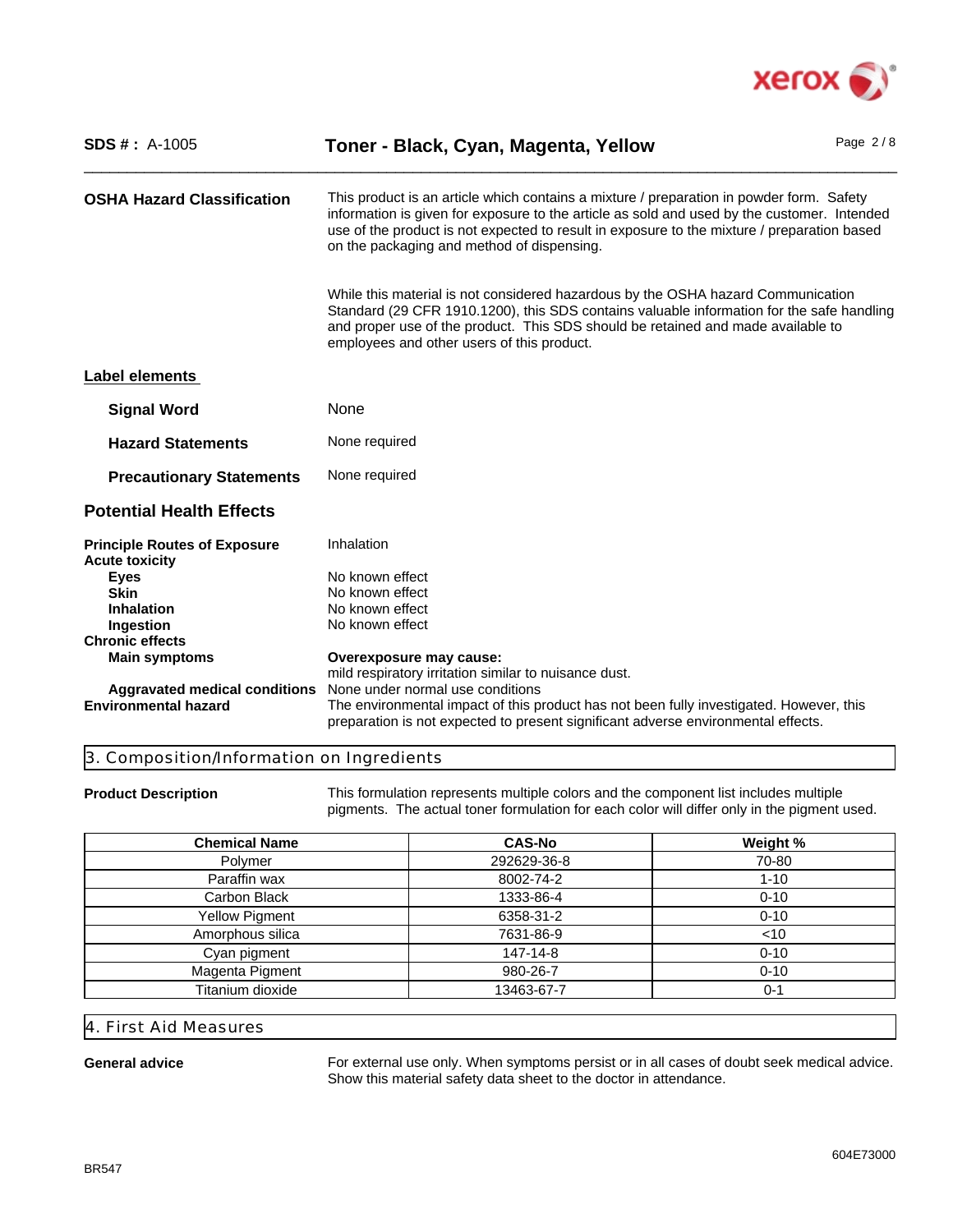**OSHA Hazard Classification**

This product is an article which contains a mixture / preparation in powder form. Safety information is given for exposure to the article as sold and used by the customer. Intended use of the product is not expected to result in exposure to the mixture / preparation based on the packaging and method of dispensing.

While this material is not considered hazardous by the OSHA hazard Communication Standard (29 CFR 1910.1200), this SDS contains valuable information for the safe handling and proper use of the product. This SDS should be retained and made available to employees and other users of this product.

**Label elements**

**Signal Word** None

**Hazard Statements** None required

**Precautionary Statements** None required

### Potential Health Effects

**Principle Routes of Exposure** Inhalation

**Acute toxicity**

- **Eyes** No known effect
- **Skin** No known effect
- **Inhalation** No known effect
- **Ingestion** No known effect

**Chronic effects**

- **Main symptoms** **Overexposure may cause:** mild respiratory irritation similar to nuisance dust.
- **Aggravated medical conditions** None under normal use conditions

**Environmental hazard** The environmental impact of this product has not been fully investigated. However, this preparation is not expected to present significant adverse environmental effects.

## 3. Composition/Information on Ingredients

**Product Description**

This formulation represents multiple colors and the component list includes multiple pigments. The actual toner formulation for each color will differ only in the pigment used.

| Chemical Name | CAS-No | Weight % |
|---|---|---|
| Polymer | 292629-36-8 | 70-80 |
| Paraffin wax | 8002-74-2 | 1-10 |
| Carbon Black | 1333-86-4 | 0-10 |
| Yellow Pigment | 6358-31-2 | 0-10 |
| Amorphous silica | 7631-86-9 | <10 |
| Cyan pigment | 147-14-8 | 0-10 |
| Magenta Pigment | 980-26-7 | 0-10 |
| Titanium dioxide | 13463-67-7 | 0-1 |

## 4. First Aid Measures

**General advice**

For external use only. When symptoms persist or in all cases of doubt seek medical advice. Show this material safety data sheet to the doctor in attendance.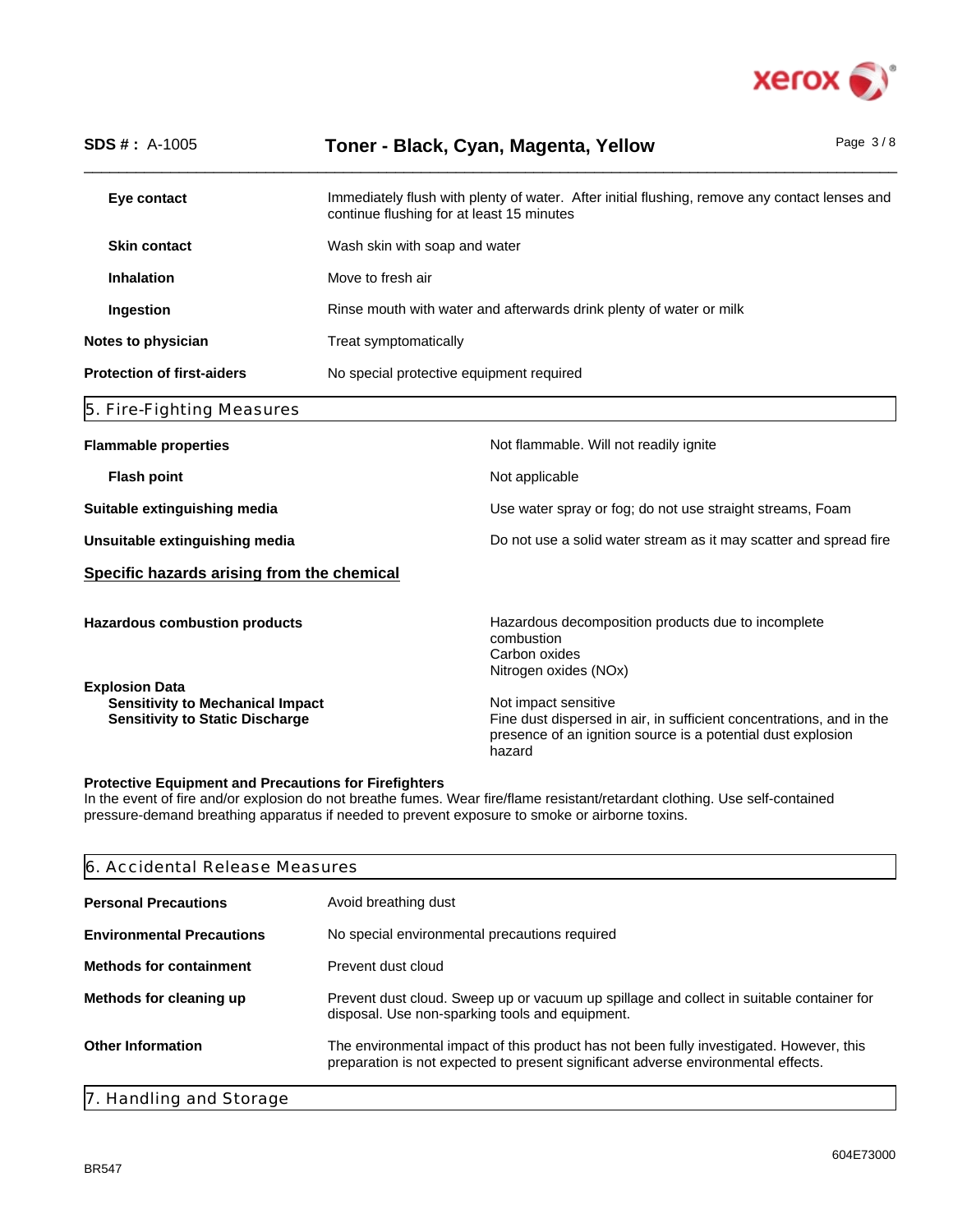| | |
|---|---|
| **Eye contact** | Immediately flush with plenty of water. After initial flushing, remove any contact lenses and continue flushing for at least 15 minutes |
| **Skin contact** | Wash skin with soap and water |
| **Inhalation** | Move to fresh air |
| **Ingestion** | Rinse mouth with water and afterwards drink plenty of water or milk |
| **Notes to physician** | Treat symptomatically |
| **Protection of first-aiders** | No special protective equipment required |

## 5. Fire-Fighting Measures

| | |
|---|---|
| **Flammable properties** | Not flammable. Will not readily ignite |
| **Flash point** | Not applicable |
| **Suitable extinguishing media** | Use water spray or fog; do not use straight streams, Foam |
| **Unsuitable extinguishing media** | Do not use a solid water stream as it may scatter and spread fire |

### Specific hazards arising from the chemical

| | |
|---|---|
| **Hazardous combustion products** | Hazardous decomposition products due to incomplete combustion<br>Carbon oxides<br>Nitrogen oxides (NOx) |

**Explosion Data**

| | |
|---|---|
| **Sensitivity to Mechanical Impact** | Not impact sensitive |
| **Sensitivity to Static Discharge** | Fine dust dispersed in air, in sufficient concentrations, and in the presence of an ignition source is a potential dust explosion hazard |

**Protective Equipment and Precautions for Firefighters**

In the event of fire and/or explosion do not breathe fumes. Wear fire/flame resistant/retardant clothing. Use self-contained pressure-demand breathing apparatus if needed to prevent exposure to smoke or airborne toxins.

## 6. Accidental Release Measures

| | |
|---|---|
| **Personal Precautions** | Avoid breathing dust |
| **Environmental Precautions** | No special environmental precautions required |
| **Methods for containment** | Prevent dust cloud |
| **Methods for cleaning up** | Prevent dust cloud. Sweep up or vacuum up spillage and collect in suitable container for disposal. Use non-sparking tools and equipment. |
| **Other Information** | The environmental impact of this product has not been fully investigated. However, this preparation is not expected to present significant adverse environmental effects. |

## 7. Handling and Storage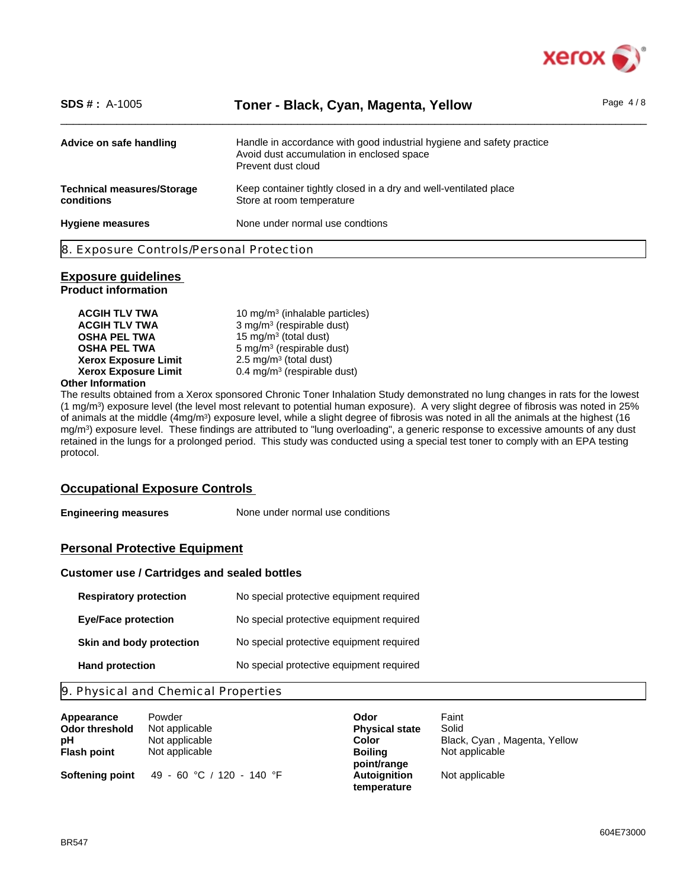| | |
|---|---|
| **Advice on safe handling** | Handle in accordance with good industrial hygiene and safety practice<br>Avoid dust accumulation in enclosed space<br>Prevent dust cloud |
| **Technical measures/Storage conditions** | Keep container tightly closed in a dry and well-ventilated place<br>Store at room temperature |
| **Hygiene measures** | None under normal use condtions |

## 8. Exposure Controls/Personal Protection

### Exposure guidelines

**Product information**

| | |
|---|---|
| **ACGIH TLV TWA** | 10 mg/m³ (inhalable particles) |
| **ACGIH TLV TWA** | 3 mg/m³ (respirable dust) |
| **OSHA PEL TWA** | 15 mg/m³ (total dust) |
| **OSHA PEL TWA** | 5 mg/m³ (respirable dust) |
| **Xerox Exposure Limit** | 2.5 mg/m³ (total dust) |
| **Xerox Exposure Limit** | 0.4 mg/m³ (respirable dust) |

**Other Information**

The results obtained from a Xerox sponsored Chronic Toner Inhalation Study demonstrated no lung changes in rats for the lowest (1 mg/m³) exposure level (the level most relevant to potential human exposure). A very slight degree of fibrosis was noted in 25% of animals at the middle (4mg/m³) exposure level, while a slight degree of fibrosis was noted in all the animals at the highest (16 mg/m³) exposure level. These findings are attributed to "lung overloading", a generic response to excessive amounts of any dust retained in the lungs for a prolonged period. This study was conducted using a special test toner to comply with an EPA testing protocol.

### Occupational Exposure Controls

| | |
|---|---|
| **Engineering measures** | None under normal use conditions |

### Personal Protective Equipment

**Customer use / Cartridges and sealed bottles**

| | |
|---|---|
| **Respiratory protection** | No special protective equipment required |
| **Eye/Face protection** | No special protective equipment required |
| **Skin and body protection** | No special protective equipment required |
| **Hand protection** | No special protective equipment required |

## 9. Physical and Chemical Properties

| | | | |
|---|---|---|---|
| **Appearance** | Powder | **Odor** | Faint |
| **Odor threshold** | Not applicable | **Physical state** | Solid |
| **pH** | Not applicable | **Color** | Black, Cyan , Magenta, Yellow |
| **Flash point** | Not applicable | **Boiling point/range** | Not applicable |
| **Softening point** | 49 - 60 °C / 120 - 140 °F | **Autoignition temperature** | Not applicable |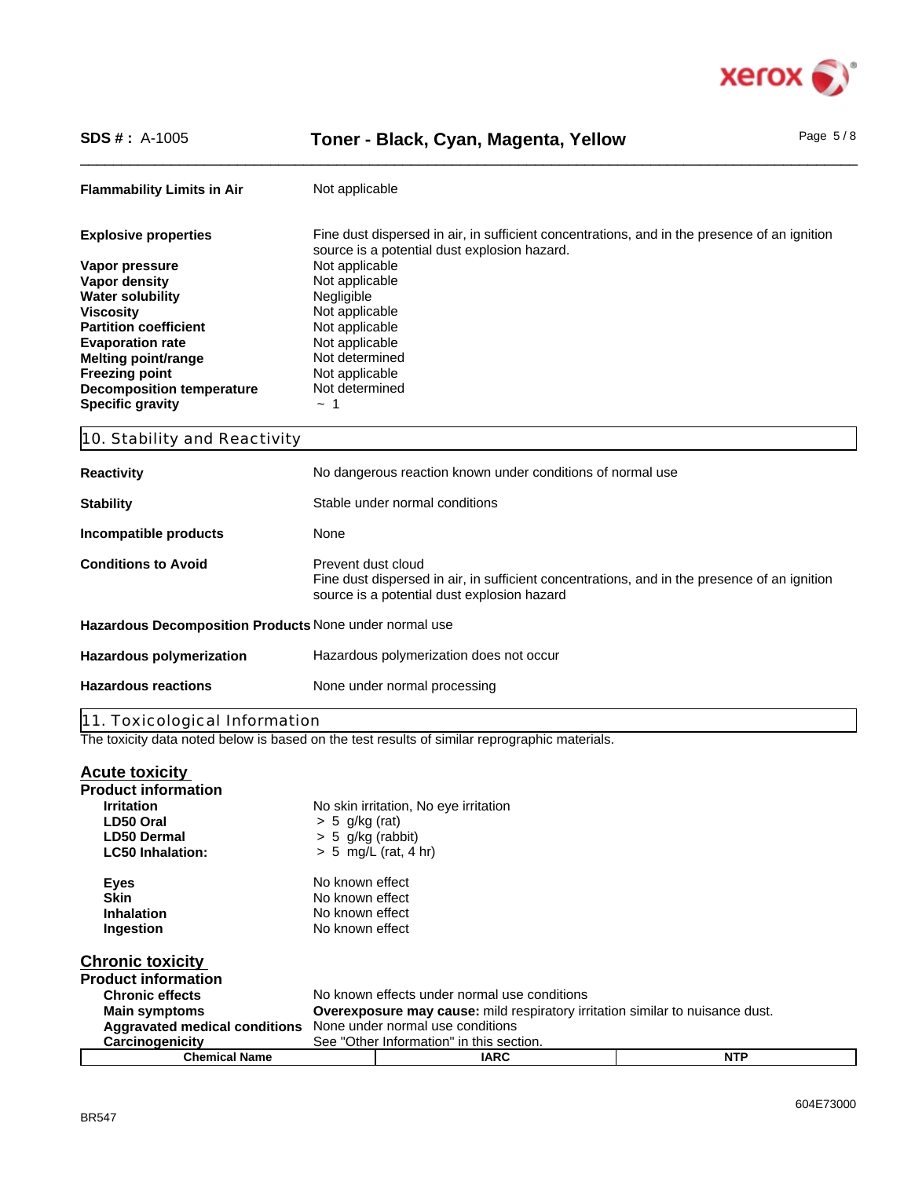| | |
|---|---|
| **Flammability Limits in Air** | Not applicable |
| **Explosive properties** | Fine dust dispersed in air, in sufficient concentrations, and in the presence of an ignition source is a potential dust explosion hazard. |
| **Vapor pressure** | Not applicable |
| **Vapor density** | Not applicable |
| **Water solubility** | Negligible |
| **Viscosity** | Not applicable |
| **Partition coefficient** | Not applicable |
| **Evaporation rate** | Not applicable |
| **Melting point/range** | Not determined |
| **Freezing point** | Not applicable |
| **Decomposition temperature** | Not determined |
| **Specific gravity** | ~ 1 |

## 10. Stability and Reactivity

| | |
|---|---|
| **Reactivity** | No dangerous reaction known under conditions of normal use |
| **Stability** | Stable under normal conditions |
| **Incompatible products** | None |
| **Conditions to Avoid** | Prevent dust cloud<br>Fine dust dispersed in air, in sufficient concentrations, and in the presence of an ignition source is a potential dust explosion hazard |
| **Hazardous Decomposition Products** | None under normal use |
| **Hazardous polymerization** | Hazardous polymerization does not occur |
| **Hazardous reactions** | None under normal processing |

## 11. Toxicological Information

The toxicity data noted below is based on the test results of similar reprographic materials.

### Acute toxicity

**Product information**

| | |
|---|---|
| **Irritation** | No skin irritation, No eye irritation |
| **LD50 Oral** | > 5 g/kg (rat) |
| **LD50 Dermal** | > 5 g/kg (rabbit) |
| **LC50 Inhalation:** | > 5 mg/L (rat, 4 hr) |
| **Eyes** | No known effect |
| **Skin** | No known effect |
| **Inhalation** | No known effect |
| **Ingestion** | No known effect |

### Chronic toxicity

**Product information**

| | |
|---|---|
| **Chronic effects** | No known effects under normal use conditions |
| **Main symptoms** | **Overexposure may cause:** mild respiratory irritation similar to nuisance dust. |
| **Aggravated medical conditions** | None under normal use conditions |
| **Carcinogenicity** | See "Other Information" in this section. |

| Chemical Name | IARC | NTP |
|---|---|---|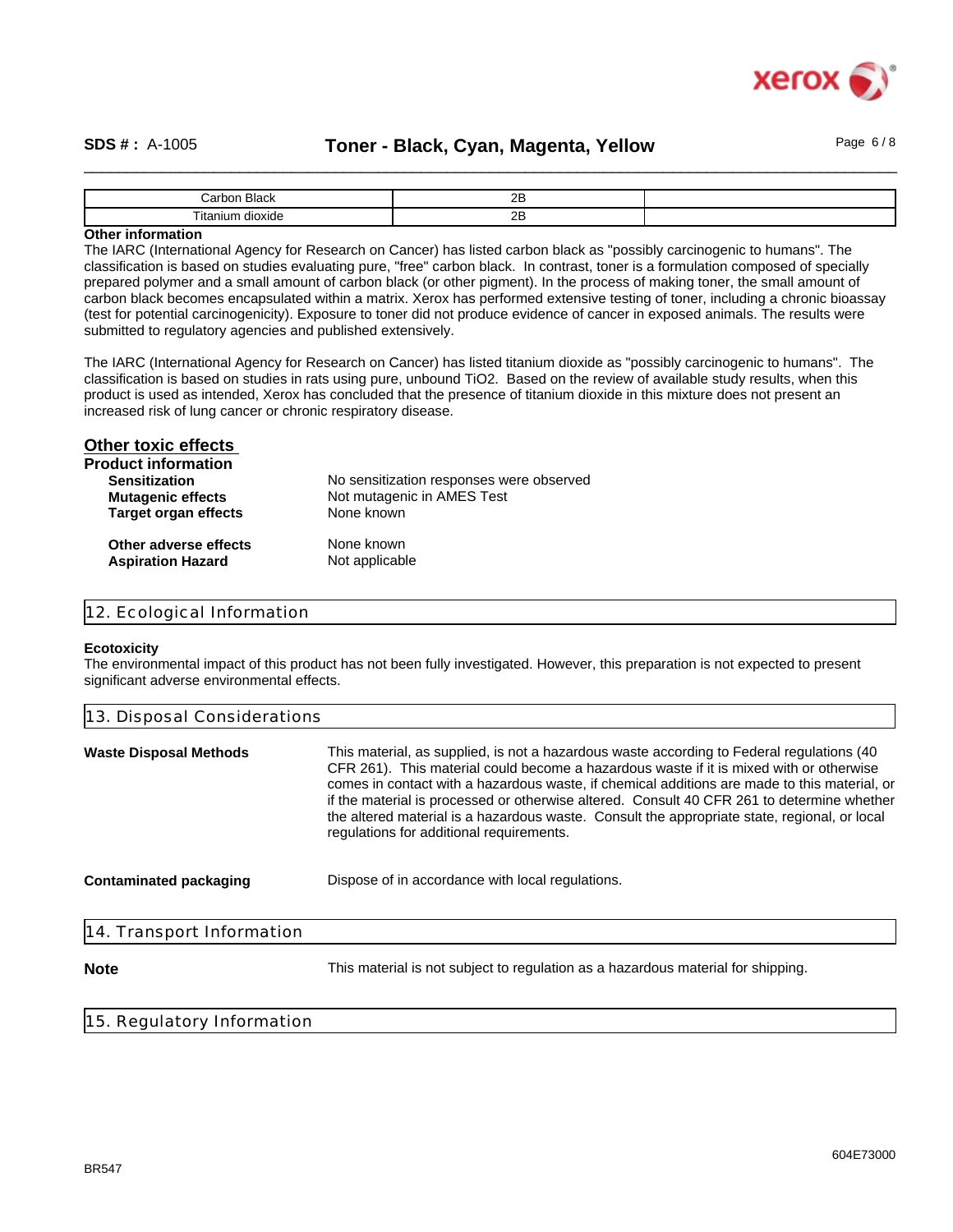| Carbon Black | 2B | |
|---|---|---|
| Titanium dioxide | 2B | |

**Other information**

The IARC (International Agency for Research on Cancer) has listed carbon black as "possibly carcinogenic to humans". The classification is based on studies evaluating pure, "free" carbon black. In contrast, toner is a formulation composed of specially prepared polymer and a small amount of carbon black (or other pigment). In the process of making toner, the small amount of carbon black becomes encapsulated within a matrix. Xerox has performed extensive testing of toner, including a chronic bioassay (test for potential carcinogenicity). Exposure to toner did not produce evidence of cancer in exposed animals. The results were submitted to regulatory agencies and published extensively.

The IARC (International Agency for Research on Cancer) has listed titanium dioxide as "possibly carcinogenic to humans". The classification is based on studies in rats using pure, unbound $TiO_2$. Based on the review of available study results, when this product is used as intended, Xerox has concluded that the presence of titanium dioxide in this mixture does not present an increased risk of lung cancer or chronic respiratory disease.

## Other toxic effects

**Product information**

**Sensitization** No sensitization responses were observed
**Mutagenic effects** Not mutagenic in AMES Test
**Target organ effects** None known

**Other adverse effects** None known
**Aspiration Hazard** Not applicable

## 12. Ecological Information

**Ecotoxicity**

The environmental impact of this product has not been fully investigated. However, this preparation is not expected to present significant adverse environmental effects.

## 13. Disposal Considerations

**Waste Disposal Methods** This material, as supplied, is not a hazardous waste according to Federal regulations (40 CFR 261). This material could become a hazardous waste if it is mixed with or otherwise comes in contact with a hazardous waste, if chemical additions are made to this material, or if the material is processed or otherwise altered. Consult 40 CFR 261 to determine whether the altered material is a hazardous waste. Consult the appropriate state, regional, or local regulations for additional requirements.

**Contaminated packaging** Dispose of in accordance with local regulations.

## 14. Transport Information

**Note** This material is not subject to regulation as a hazardous material for shipping.

## 15. Regulatory Information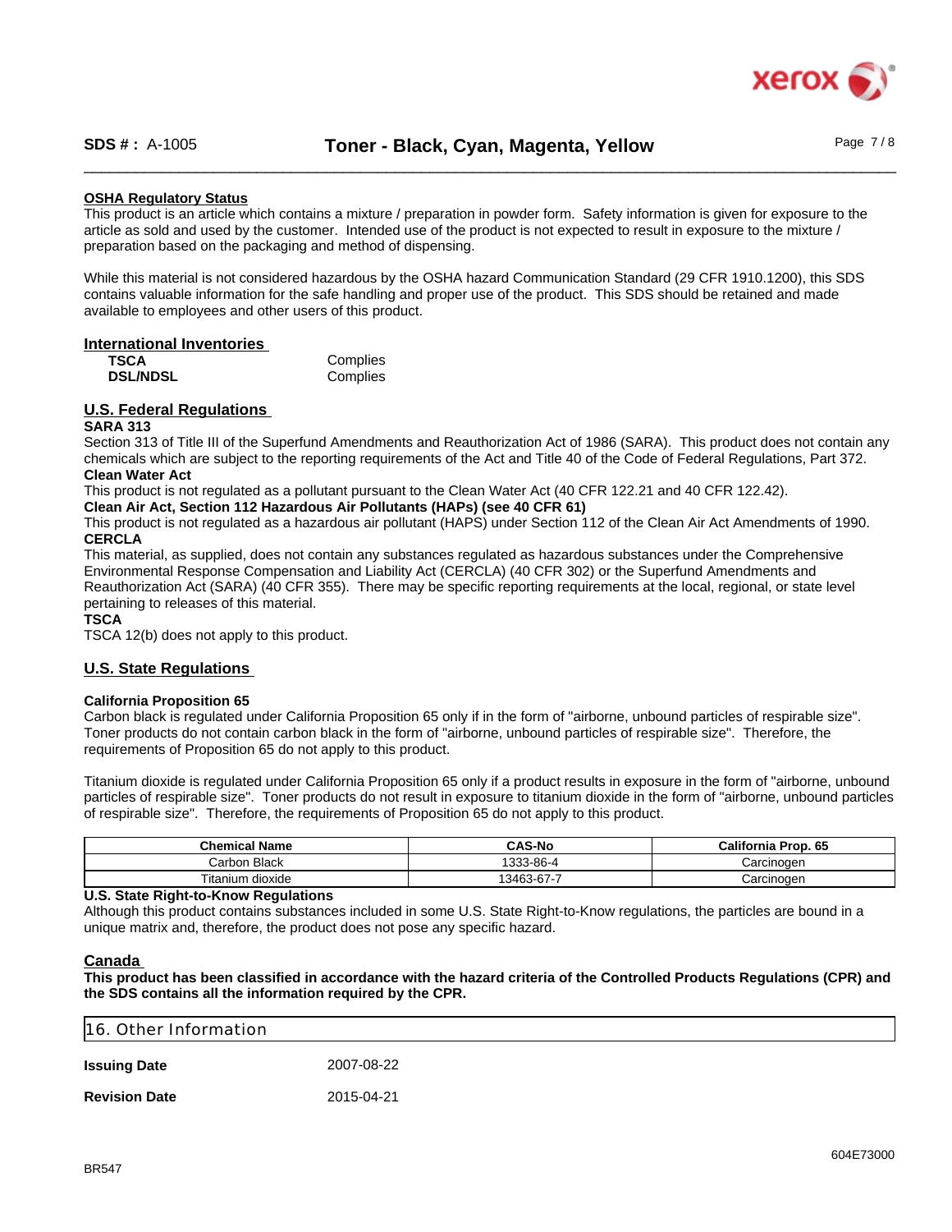### OSHA Regulatory Status

This product is an article which contains a mixture / preparation in powder form. Safety information is given for exposure to the article as sold and used by the customer. Intended use of the product is not expected to result in exposure to the mixture / preparation based on the packaging and method of dispensing.

While this material is not considered hazardous by the OSHA hazard Communication Standard (29 CFR 1910.1200), this SDS contains valuable information for the safe handling and proper use of the product. This SDS should be retained and made available to employees and other users of this product.

### International Inventories

| | |
|---|---|
| **TSCA** | Complies |
| **DSL/NDSL** | Complies |

### U.S. Federal Regulations

**SARA 313**

Section 313 of Title III of the Superfund Amendments and Reauthorization Act of 1986 (SARA). This product does not contain any chemicals which are subject to the reporting requirements of the Act and Title 40 of the Code of Federal Regulations, Part 372.

**Clean Water Act**

This product is not regulated as a pollutant pursuant to the Clean Water Act (40 CFR 122.21 and 40 CFR 122.42).

**Clean Air Act, Section 112 Hazardous Air Pollutants (HAPs) (see 40 CFR 61)**

This product is not regulated as a hazardous air pollutant (HAPS) under Section 112 of the Clean Air Act Amendments of 1990.

**CERCLA**

This material, as supplied, does not contain any substances regulated as hazardous substances under the Comprehensive Environmental Response Compensation and Liability Act (CERCLA) (40 CFR 302) or the Superfund Amendments and Reauthorization Act (SARA) (40 CFR 355). There may be specific reporting requirements at the local, regional, or state level pertaining to releases of this material.

**TSCA**

TSCA 12(b) does not apply to this product.

### U.S. State Regulations

**California Proposition 65**

Carbon black is regulated under California Proposition 65 only if in the form of "airborne, unbound particles of respirable size". Toner products do not contain carbon black in the form of "airborne, unbound particles of respirable size". Therefore, the requirements of Proposition 65 do not apply to this product.

Titanium dioxide is regulated under California Proposition 65 only if a product results in exposure in the form of "airborne, unbound particles of respirable size". Toner products do not result in exposure to titanium dioxide in the form of "airborne, unbound particles of respirable size". Therefore, the requirements of Proposition 65 do not apply to this product.

| Chemical Name | CAS-No | California Prop. 65 |
|---|---|---|
| Carbon Black | 1333-86-4 | Carcinogen |
| Titanium dioxide | 13463-67-7 | Carcinogen |

**U.S. State Right-to-Know Regulations**

Although this product contains substances included in some U.S. State Right-to-Know regulations, the particles are bound in a unique matrix and, therefore, the product does not pose any specific hazard.

### Canada

**This product has been classified in accordance with the hazard criteria of the Controlled Products Regulations (CPR) and the SDS contains all the information required by the CPR.**

## 16. Other Information

| | |
|---|---|
| **Issuing Date** | 2007-08-22 |
| **Revision Date** | 2015-04-21 |

BR547

604E73000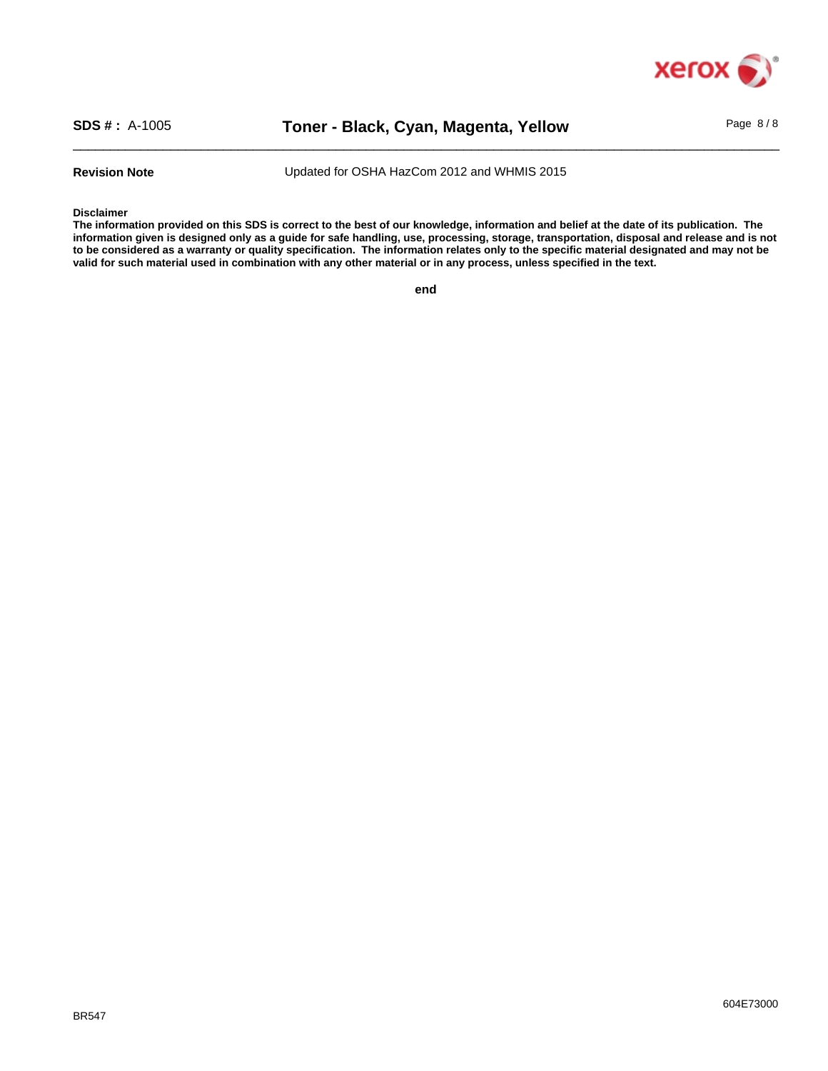**Revision Note** Updated for OSHA HazCom 2012 and WHMIS 2015

**Disclaimer**

**The information provided on this SDS is correct to the best of our knowledge, information and belief at the date of its publication. The information given is designed only as a guide for safe handling, use, processing, storage, transportation, disposal and release and is not to be considered as a warranty or quality specification. The information relates only to the specific material designated and may not be valid for such material used in combination with any other material or in any process, unless specified in the text.**

**end**